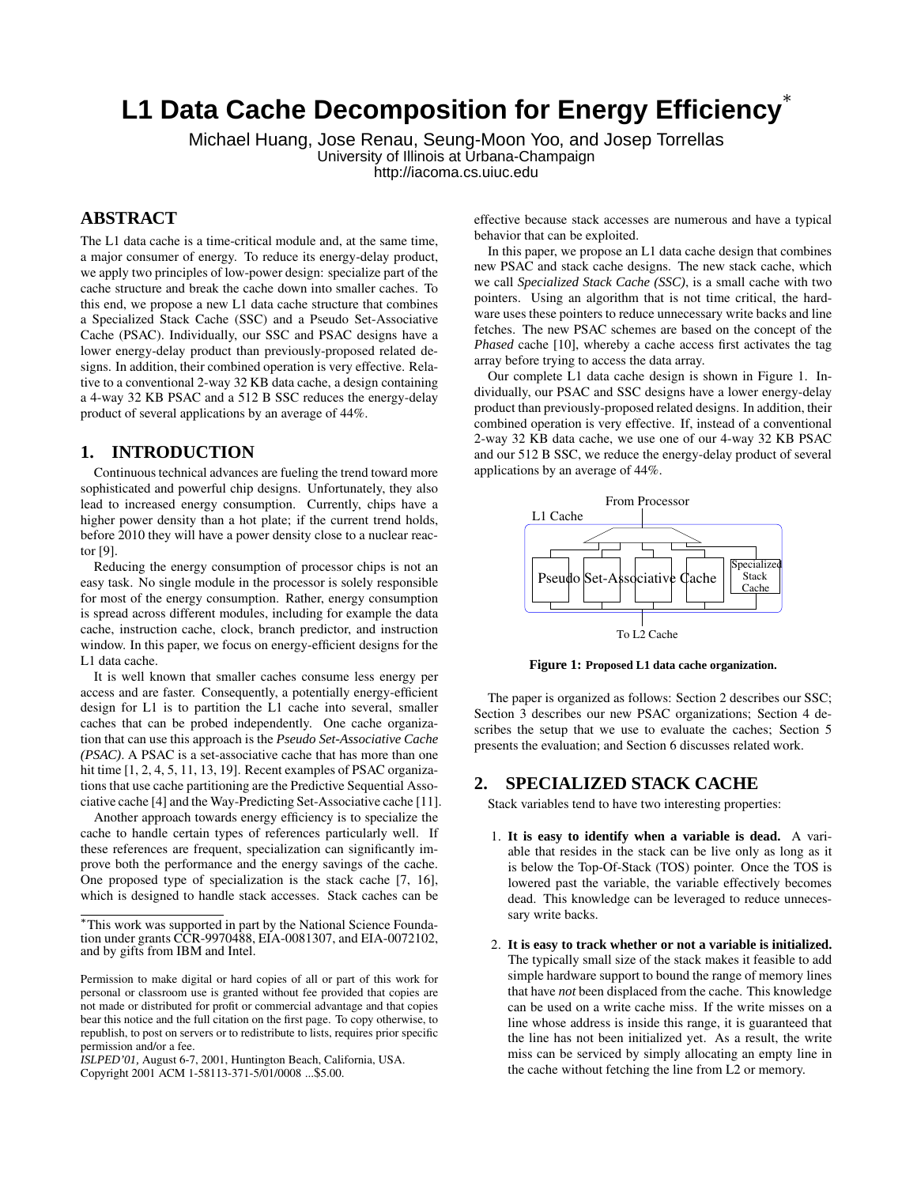# L1 Data Cache Decomposition for Energy Efficiency*

Michael Huang, Jose Renau, Seung-Moon Yoo, and Josep Torrellas
University of Illinois at Urbana-Champaign
http://iacoma.cs.uiuc.edu

## ABSTRACT

The L1 data cache is a time-critical module and, at the same time, a major consumer of energy. To reduce its energy-delay product, we apply two principles of low-power design: specialize part of the cache structure and break the cache down into smaller caches. To this end, we propose a new L1 data cache structure that combines a Specialized Stack Cache (SSC) and a Pseudo Set-Associative Cache (PSAC). Individually, our SSC and PSAC designs have a lower energy-delay product than previously-proposed related designs. In addition, their combined operation is very effective. Relative to a conventional 2-way 32 KB data cache, a design containing a 4-way 32 KB PSAC and a 512 B SSC reduces the energy-delay product of several applications by an average of 44%.

## 1. INTRODUCTION

Continuous technical advances are fueling the trend toward more sophisticated and powerful chip designs. Unfortunately, they also lead to increased energy consumption. Currently, chips have a higher power density than a hot plate; if the current trend holds, before 2010 they will have a power density close to a nuclear reactor [9].

Reducing the energy consumption of processor chips is not an easy task. No single module in the processor is solely responsible for most of the energy consumption. Rather, energy consumption is spread across different modules, including for example the data cache, instruction cache, clock, branch predictor, and instruction window. In this paper, we focus on energy-efficient designs for the L1 data cache.

It is well known that smaller caches consume less energy per access and are faster. Consequently, a potentially energy-efficient design for L1 is to partition the L1 cache into several, smaller caches that can be probed independently. One cache organization that can use this approach is the *Pseudo Set-Associative Cache (PSAC)*. A PSAC is a set-associative cache that has more than one hit time [1, 2, 4, 5, 11, 13, 19]. Recent examples of PSAC organizations that use cache partitioning are the Predictive Sequential Associative cache [4] and the Way-Predicting Set-Associative cache [11].

Another approach towards energy efficiency is to specialize the cache to handle certain types of references particularly well. If these references are frequent, specialization can significantly improve both the performance and the energy savings of the cache. One proposed type of specialization is the stack cache [7, 16], which is designed to handle stack accesses. Stack caches can be effective because stack accesses are numerous and have a typical behavior that can be exploited.

In this paper, we propose an L1 data cache design that combines new PSAC and stack cache designs. The new stack cache, which we call *Specialized Stack Cache (SSC)*, is a small cache with two pointers. Using an algorithm that is not time critical, the hardware uses these pointers to reduce unnecessary write backs and line fetches. The new PSAC schemes are based on the concept of the *Phased* cache [10], whereby a cache access first activates the tag array before trying to access the data array.

Our complete L1 data cache design is shown in Figure 1. Individually, our PSAC and SSC designs have a lower energy-delay product than previously-proposed related designs. In addition, their combined operation is very effective. If, instead of a conventional 2-way 32 KB data cache, we use one of our 4-way 32 KB PSAC and our 512 B SSC, we reduce the energy-delay product of several applications by an average of 44%.

From Processor
L1 Cache
Pseudo Set-Associative Cache
Specialized Stack Cache
To L2 Cache

**Figure 1: Proposed L1 data cache organization.**

The paper is organized as follows: Section 2 describes our SSC; Section 3 describes our new PSAC organizations; Section 4 describes the setup that we use to evaluate the caches; Section 5 presents the evaluation; and Section 6 discusses related work.

## 2. SPECIALIZED STACK CACHE

Stack variables tend to have two interesting properties:

1. **It is easy to identify when a variable is dead.** A variable that resides in the stack can be live only as long as it is below the Top-Of-Stack (TOS) pointer. Once the TOS is lowered past the variable, the variable effectively becomes dead. This knowledge can be leveraged to reduce unnecessary write backs.

2. **It is easy to track whether or not a variable is initialized.** The typically small size of the stack makes it feasible to add simple hardware support to bound the range of memory lines that have *not* been displaced from the cache. This knowledge can be used on a write cache miss. If the write misses on a line whose address is inside this range, it is guaranteed that the line has not been initialized yet. As a result, the write miss can be serviced by simply allocating an empty line in the cache without fetching the line from L2 or memory.

*This work was supported in part by the National Science Foundation under grants CCR-9970488, EIA-0081307, and EIA-0072102, and by gifts from IBM and Intel.

Permission to make digital or hard copies of all or part of this work for personal or classroom use is granted without fee provided that copies are not made or distributed for profit or commercial advantage and that copies bear this notice and the full citation on the first page. To copy otherwise, to republish, to post on servers or to redistribute to lists, requires prior specific permission and/or a fee.
*ISLPED'01,* August 6-7, 2001, Huntington Beach, California, USA.
Copyright 2001 ACM 1-58113-371-5/01/0008 ...$5.00.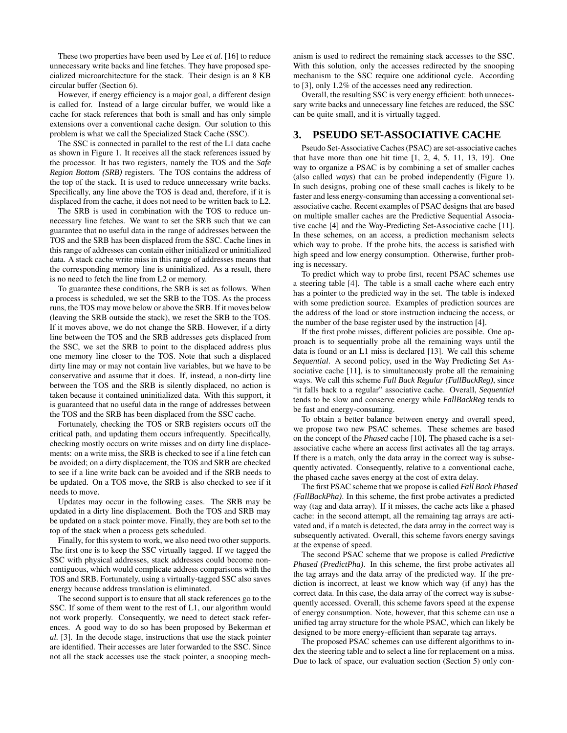These two properties have been used by Lee *et al.* [16] to reduce unnecessary write backs and line fetches. They have proposed specialized microarchitecture for the stack. Their design is an 8 KB circular buffer (Section 6).

However, if energy efficiency is a major goal, a different design is called for. Instead of a large circular buffer, we would like a cache for stack references that both is small and has only simple extensions over a conventional cache design. Our solution to this problem is what we call the Specialized Stack Cache (SSC).

The SSC is connected in parallel to the rest of the L1 data cache as shown in Figure 1. It receives all the stack references issued by the processor. It has two registers, namely the TOS and the *Safe Region Bottom (SRB)* registers. The TOS contains the address of the top of the stack. It is used to reduce unnecessary write backs. Specifically, any line above the TOS is dead and, therefore, if it is displaced from the cache, it does not need to be written back to L2.

The SRB is used in combination with the TOS to reduce unnecessary line fetches. We want to set the SRB such that we can guarantee that no useful data in the range of addresses between the TOS and the SRB has been displaced from the SSC. Cache lines in this range of addresses can contain either initialized or uninitialized data. A stack cache write miss in this range of addresses means that the corresponding memory line is uninitialized. As a result, there is no need to fetch the line from L2 or memory.

To guarantee these conditions, the SRB is set as follows. When a process is scheduled, we set the SRB to the TOS. As the process runs, the TOS may move below or above the SRB. If it moves below (leaving the SRB outside the stack), we reset the SRB to the TOS. If it moves above, we do not change the SRB. However, if a dirty line between the TOS and the SRB addresses gets displaced from the SSC, we set the SRB to point to the displaced address plus one memory line closer to the TOS. Note that such a displaced dirty line may or may not contain live variables, but we have to be conservative and assume that it does. If, instead, a non-dirty line between the TOS and the SRB is silently displaced, no action is taken because it contained uninitialized data. With this support, it is guaranteed that no useful data in the range of addresses between the TOS and the SRB has been displaced from the SSC cache.

Fortunately, checking the TOS or SRB registers occurs off the critical path, and updating them occurs infrequently. Specifically, checking mostly occurs on write misses and on dirty line displacements: on a write miss, the SRB is checked to see if a line fetch can be avoided; on a dirty displacement, the TOS and SRB are checked to see if a line write back can be avoided and if the SRB needs to be updated. On a TOS move, the SRB is also checked to see if it needs to move.

Updates may occur in the following cases. The SRB may be updated in a dirty line displacement. Both the TOS and SRB may be updated on a stack pointer move. Finally, they are both set to the top of the stack when a process gets scheduled.

Finally, for this system to work, we also need two other supports. The first one is to keep the SSC virtually tagged. If we tagged the SSC with physical addresses, stack addresses could become non-contiguous, which would complicate address comparisons with the TOS and SRB. Fortunately, using a virtually-tagged SSC also saves energy because address translation is eliminated.

The second support is to ensure that all stack references go to the SSC. If some of them went to the rest of L1, our algorithm would not work properly. Consequently, we need to detect stack references. A good way to do so has been proposed by Bekerman *et al.* [3]. In the decode stage, instructions that use the stack pointer are identified. Their accesses are later forwarded to the SSC. Since not all the stack accesses use the stack pointer, a snooping mechanism is used to redirect the remaining stack accesses to the SSC. With this solution, only the accesses redirected by the snooping mechanism to the SSC require one additional cycle. According to [3], only 1.2% of the accesses need any redirection.

Overall, the resulting SSC is very energy efficient: both unnecessary write backs and unnecessary line fetches are reduced, the SSC can be quite small, and it is virtually tagged.

## 3. PSEUDO SET-ASSOCIATIVE CACHE

Pseudo Set-Associative Caches (PSAC) are set-associative caches that have more than one hit time [1, 2, 4, 5, 11, 13, 19]. One way to organize a PSAC is by combining a set of smaller caches (also called *ways*) that can be probed independently (Figure 1). In such designs, probing one of these small caches is likely to be faster and less energy-consuming than accessing a conventional set-associative cache. Recent examples of PSAC designs that are based on multiple smaller caches are the Predictive Sequential Associative cache [4] and the Way-Predicting Set-Associative cache [11]. In these schemes, on an access, a prediction mechanism selects which way to probe. If the probe hits, the access is satisfied with high speed and low energy consumption. Otherwise, further probing is necessary.

To predict which way to probe first, recent PSAC schemes use a steering table [4]. The table is a small cache where each entry has a pointer to the predicted way in the set. The table is indexed with some prediction source. Examples of prediction sources are the address of the load or store instruction inducing the access, or the number of the base register used by the instruction [4].

If the first probe misses, different policies are possible. One approach is to sequentially probe all the remaining ways until the data is found or an L1 miss is declared [13]. We call this scheme *Sequential*. A second policy, used in the Way Predicting Set Associative cache [11], is to simultaneously probe all the remaining ways. We call this scheme *Fall Back Regular (FallBackReg)*, since "it falls back to a regular" associative cache. Overall, *Sequential* tends to be slow and conserve energy while *FallBackReg* tends to be fast and energy-consuming.

To obtain a better balance between energy and overall speed, we propose two new PSAC schemes. These schemes are based on the concept of the *Phased* cache [10]. The phased cache is a set-associative cache where an access first activates all the tag arrays. If there is a match, only the data array in the correct way is subsequently activated. Consequently, relative to a conventional cache, the phased cache saves energy at the cost of extra delay.

The first PSAC scheme that we propose is called *Fall Back Phased (FallBackPha)*. In this scheme, the first probe activates a predicted way (tag and data array). If it misses, the cache acts like a phased cache: in the second attempt, all the remaining tag arrays are activated and, if a match is detected, the data array in the correct way is subsequently activated. Overall, this scheme favors energy savings at the expense of speed.

The second PSAC scheme that we propose is called *Predictive Phased (PredictPha)*. In this scheme, the first probe activates all the tag arrays and the data array of the predicted way. If the prediction is incorrect, at least we know which way (if any) has the correct data. In this case, the data array of the correct way is subsequently accessed. Overall, this scheme favors speed at the expense of energy consumption. Note, however, that this scheme can use a unified tag array structure for the whole PSAC, which can likely be designed to be more energy-efficient than separate tag arrays.

The proposed PSAC schemes can use different algorithms to index the steering table and to select a line for replacement on a miss. Due to lack of space, our evaluation section (Section 5) only con-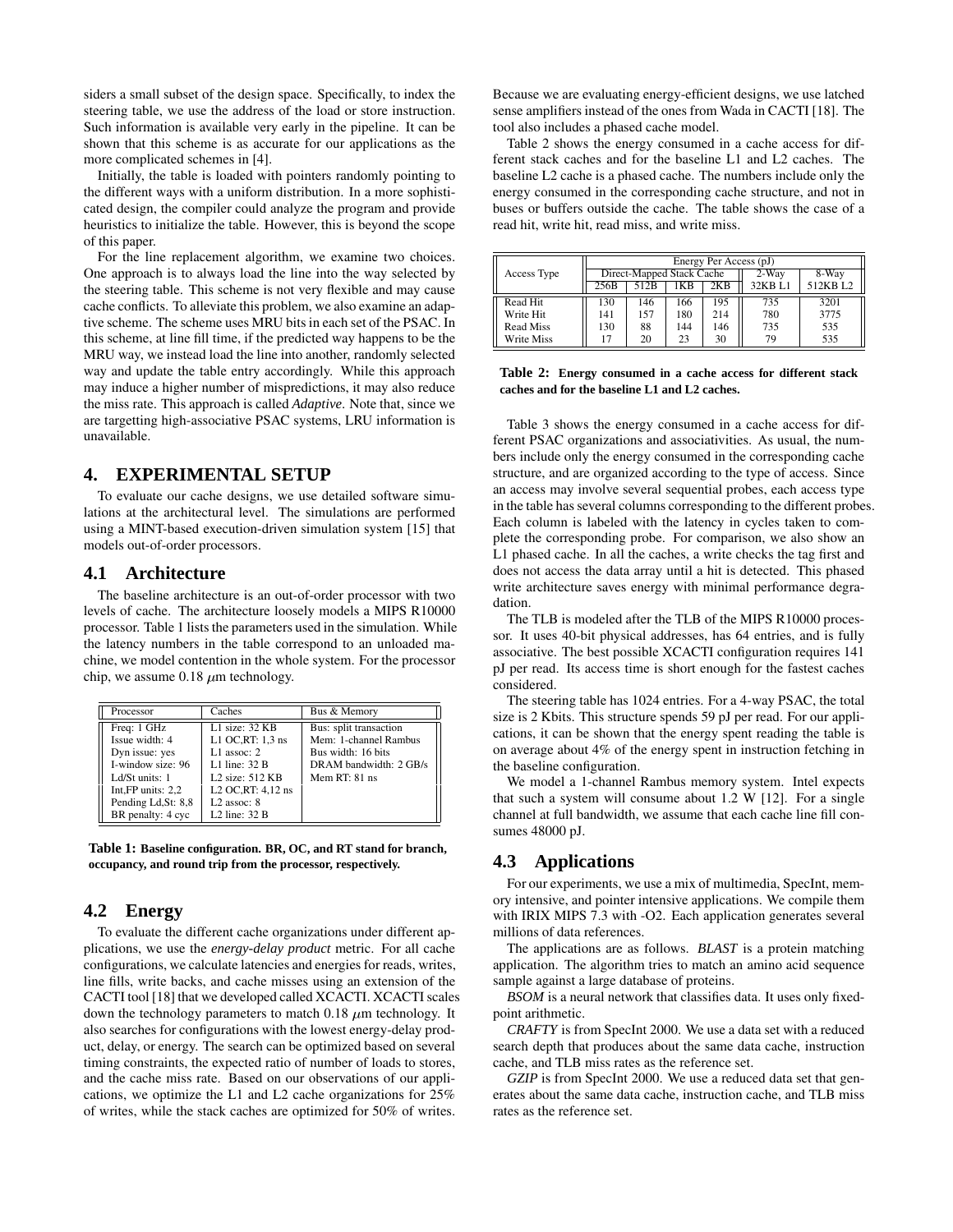siders a small subset of the design space. Specifically, to index the steering table, we use the address of the load or store instruction. Such information is available very early in the pipeline. It can be shown that this scheme is as accurate for our applications as the more complicated schemes in [4].

Initially, the table is loaded with pointers randomly pointing to the different ways with a uniform distribution. In a more sophisticated design, the compiler could analyze the program and provide heuristics to initialize the table. However, this is beyond the scope of this paper.

For the line replacement algorithm, we examine two choices. One approach is to always load the line into the way selected by the steering table. This scheme is not very flexible and may cause cache conflicts. To alleviate this problem, we also examine an adaptive scheme. The scheme uses MRU bits in each set of the PSAC. In this scheme, at line fill time, if the predicted way happens to be the MRU way, we instead load the line into another, randomly selected way and update the table entry accordingly. While this approach may induce a higher number of mispredictions, it may also reduce the miss rate. This approach is called *Adaptive*. Note that, since we are targetting high-associative PSAC systems, LRU information is unavailable.

## 4. EXPERIMENTAL SETUP

To evaluate our cache designs, we use detailed software simulations at the architectural level. The simulations are performed using a MINT-based execution-driven simulation system [15] that models out-of-order processors.

### 4.1 Architecture

The baseline architecture is an out-of-order processor with two levels of cache. The architecture loosely models a MIPS R10000 processor. Table 1 lists the parameters used in the simulation. While the latency numbers in the table correspond to an unloaded machine, we model contention in the whole system. For the processor chip, we assume 0.18 $\mu$m technology.

| Processor | Caches | Bus & Memory |
|---|---|---|
| Freq: 1 GHz | L1 size: 32 KB | Bus: split transaction |
| Issue width: 4 | L1 OC,RT: 1,3 ns | Mem: 1-channel Rambus |
| Dyn issue: yes | L1 assoc: 2 | Bus width: 16 bits |
| I-window size: 96 | L1 line: 32 B | DRAM bandwidth: 2 GB/s |
| Ld/St units: 1 | L2 size: 512 KB | Mem RT: 81 ns |
| Int,FP units: 2,2 | L2 OC,RT: 4,12 ns | |
| Pending Ld,St: 8,8 | L2 assoc: 8 | |
| BR penalty: 4 cyc | L2 line: 32 B | |

**Table 1: Baseline configuration. BR, OC, and RT stand for branch, occupancy, and round trip from the processor, respectively.**

### 4.2 Energy

To evaluate the different cache organizations under different applications, we use the *energy-delay product* metric. For all cache configurations, we calculate latencies and energies for reads, writes, line fills, write backs, and cache misses using an extension of the CACTI tool [18] that we developed called XCACTI. XCACTI scales down the technology parameters to match 0.18 $\mu$m technology. It also searches for configurations with the lowest energy-delay product, delay, or energy. The search can be optimized based on several timing constraints, the expected ratio of number of loads to stores, and the cache miss rate. Based on our observations of our applications, we optimize the L1 and L2 cache organizations for 25% of writes, while the stack caches are optimized for 50% of writes. Because we are evaluating energy-efficient designs, we use latched sense amplifiers instead of the ones from Wada in CACTI [18]. The tool also includes a phased cache model.

Table 2 shows the energy consumed in a cache access for different stack caches and for the baseline L1 and L2 caches. The baseline L2 cache is a phased cache. The numbers include only the energy consumed in the corresponding cache structure, and not in buses or buffers outside the cache. The table shows the case of a read hit, write hit, read miss, and write miss.

| Access Type | Energy Per Access (pJ) | | | | | |
|---|---|---|---|---|---|---|
| | Direct-Mapped Stack Cache | | | | 2-Way | 8-Way |
| | 256B | 512B | 1KB | 2KB | 32KB L1 | 512KB L2 |
| Read Hit | 130 | 146 | 166 | 195 | 735 | 3201 |
| Write Hit | 141 | 157 | 180 | 214 | 780 | 3775 |
| Read Miss | 130 | 88 | 144 | 146 | 735 | 535 |
| Write Miss | 17 | 20 | 23 | 30 | 79 | 535 |

**Table 2: Energy consumed in a cache access for different stack caches and for the baseline L1 and L2 caches.**

Table 3 shows the energy consumed in a cache access for different PSAC organizations and associativities. As usual, the numbers include only the energy consumed in the corresponding cache structure, and are organized according to the type of access. Since an access may involve several sequential probes, each access type in the table has several columns corresponding to the different probes. Each column is labeled with the latency in cycles taken to complete the corresponding probe. For comparison, we also show an L1 phased cache. In all the caches, a write checks the tag first and does not access the data array until a hit is detected. This phased write architecture saves energy with minimal performance degradation.

The TLB is modeled after the TLB of the MIPS R10000 processor. It uses 40-bit physical addresses, has 64 entries, and is fully associative. The best possible XCACTI configuration requires 141 pJ per read. Its access time is short enough for the fastest caches considered.

The steering table has 1024 entries. For a 4-way PSAC, the total size is 2 Kbits. This structure spends 59 pJ per read. For our applications, it can be shown that the energy spent reading the table is on average about 4% of the energy spent in instruction fetching in the baseline configuration.

We model a 1-channel Rambus memory system. Intel expects that such a system will consume about 1.2 W [12]. For a single channel at full bandwidth, we assume that each cache line fill consumes 48000 pJ.

### 4.3 Applications

For our experiments, we use a mix of multimedia, SpecInt, memory intensive, and pointer intensive applications. We compile them with IRIX MIPS 7.3 with -O2. Each application generates several millions of data references.

The applications are as follows. *BLAST* is a protein matching application. The algorithm tries to match an amino acid sequence sample against a large database of proteins.

*BSOM* is a neural network that classifies data. It uses only fixed-point arithmetic.

*CRAFTY* is from SpecInt 2000. We use a data set with a reduced search depth that produces about the same data cache, instruction cache, and TLB miss rates as the reference set.

*GZIP* is from SpecInt 2000. We use a reduced data set that generates about the same data cache, instruction cache, and TLB miss rates as the reference set.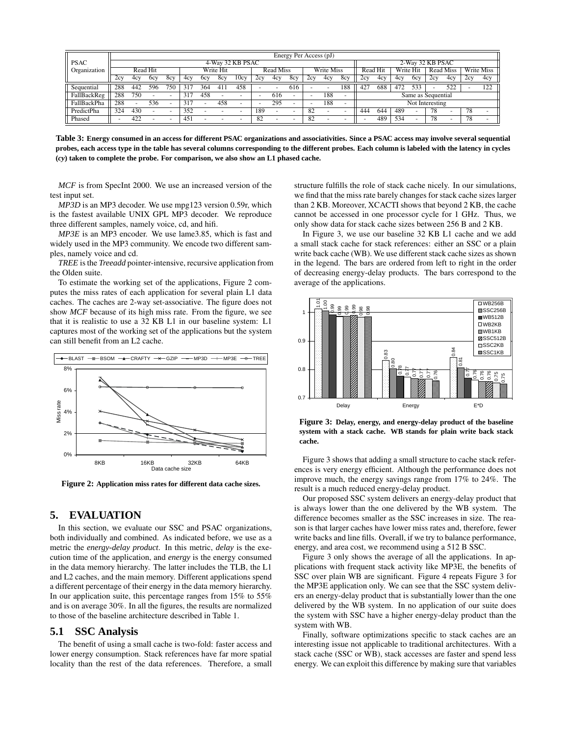| PSAC Organization | Energy Per Access (pJ) | | | | | | | | | | | | | | | | | | | | | |
|---|---|---|---|---|---|---|---|---|---|---|---|---|---|---|---|---|---|---|---|---|---|---|
| | 4-Way 32 KB PSAC | | | | | | | | | | | | | | | 2-Way 32 KB PSAC | | | | | | |
| | Read Hit | | | | Write Hit | | | | Read Miss | | | Write Miss | | | | Read Hit | | Write Hit | | Read Miss | | Write Miss | |
| | 2cy | 4cy | 6cy | 8cy | 4cy | 6cy | 8cy | 10cy | 2cy | 4cy | 8cy | 2cy | 4cy | 8cy | 2cy | 4cy | 4cy | 6cy | 2cy | 4cy | 2cy | 4cy |
| Sequential | 288 | 442 | 596 | 750 | 317 | 364 | 411 | 458 | - | - | 616 | - | - | 188 | 427 | 688 | 472 | 533 | - | 522 | - | 122 |
| FallBackReg | 288 | 750 | - | - | 317 | 458 | - | - | - | 616 | - | - | 188 | - | Same as Sequential | | | | | | | |
| FallBackPha | 288 | - | 536 | - | 317 | - | 458 | - | - | 295 | - | - | 188 | - | Not Interesting | | | | | | | |
| PredictPha | 324 | 430 | - | - | 352 | - | - | - | 189 | - | - | 82 | - | - | 444 | 644 | 489 | - | 78 | - | 78 | - |
| Phased | - | 422 | - | - | 451 | - | - | - | 82 | - | - | 82 | - | - | - | 489 | 534 | - | 78 | - | 78 | - |

**Table 3: Energy consumed in an access for different PSAC organizations and associativities. Since a PSAC access may involve several sequential probes, each access type in the table has several columns corresponding to the different probes. Each column is labeled with the latency in cycles (*cy*) taken to complete the probe. For comparison, we also show an L1 phased cache.**

*MCF* is from SpecInt 2000. We use an increased version of the test input set.

*MP3D* is an MP3 decoder. We use mpg123 version 0.59r, which is the fastest available UNIX GPL MP3 decoder. We reproduce three different samples, namely voice, cd, and hifi.

*MP3E* is an MP3 encoder. We use lame3.85, which is fast and widely used in the MP3 community. We encode two different samples, namely voice and cd.

*TREE* is the *Treeadd* pointer-intensive, recursive application from the Olden suite.

To estimate the working set of the applications, Figure 2 computes the miss rates of each application for several plain L1 data caches. The caches are 2-way set-associative. The figure does not show *MCF* because of its high miss rate. From the figure, we see that it is realistic to use a 32 KB L1 in our baseline system: L1 captures most of the working set of the applications but the system can still benefit from an L2 cache.

**Figure 2: Application miss rates for different data cache sizes.**

## 5. EVALUATION

In this section, we evaluate our SSC and PSAC organizations, both individually and combined. As indicated before, we use as a metric the *energy-delay product*. In this metric, *delay* is the execution time of the application, and *energy* is the energy consumed in the data memory hierarchy. The latter includes the TLB, the L1 and L2 caches, and the main memory. Different applications spend a different percentage of their energy in the data memory hierarchy. In our application suite, this percentage ranges from 15% to 55% and is on average 30%. In all the figures, the results are normalized to those of the baseline architecture described in Table 1.

### 5.1 SSC Analysis

The benefit of using a small cache is two-fold: faster access and lower energy consumption. Stack references have far more spatial locality than the rest of the data references. Therefore, a small structure fulfills the role of stack cache nicely. In our simulations, we find that the miss rate barely changes for stack cache sizes larger than 2 KB. Moreover, XCACTI shows that beyond 2 KB, the cache cannot be accessed in one processor cycle for 1 GHz. Thus, we only show data for stack cache sizes between 256 B and 2 KB.

In Figure 3, we use our baseline 32 KB L1 cache and we add a small stack cache for stack references: either an SSC or a plain write back cache (WB). We use different stack cache sizes as shown in the legend. The bars are ordered from left to right in the order of decreasing energy-delay products. The bars correspond to the average of the applications.

**Figure 3: Delay, energy, and energy-delay product of the baseline system with a stack cache. WB stands for plain write back stack cache.**

Figure 3 shows that adding a small structure to cache stack references is very energy efficient. Although the performance does not improve much, the energy savings range from 17% to 24%. The result is a much reduced energy-delay product.

Our proposed SSC system delivers an energy-delay product that is always lower than the one delivered by the WB system. The difference becomes smaller as the SSC increases in size. The reason is that larger caches have lower miss rates and, therefore, fewer write backs and line fills. Overall, if we try to balance performance, energy, and area cost, we recommend using a 512 B SSC.

Figure 3 only shows the average of all the applications. In applications with frequent stack activity like MP3E, the benefits of SSC over plain WB are significant. Figure 4 repeats Figure 3 for the MP3E application only. We can see that the SSC system delivers an energy-delay product that is substantially lower than the one delivered by the WB system. In no application of our suite does the system with SSC have a higher energy-delay product than the system with WB.

Finally, software optimizations specific to stack caches are an interesting issue not applicable to traditional architectures. With a stack cache (SSC or WB), stack accesses are faster and spend less energy. We can exploit this difference by making sure that variables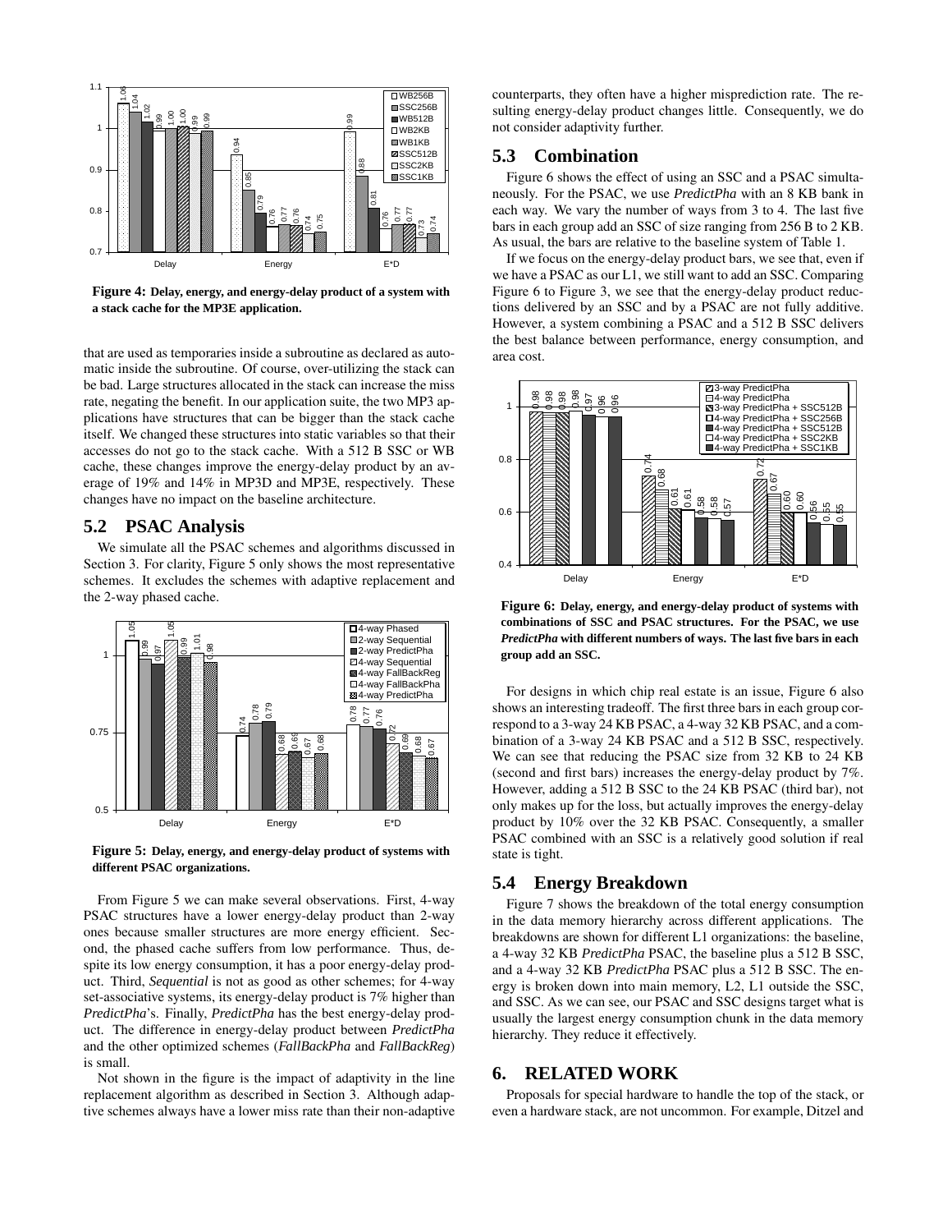**Figure 4: Delay, energy, and energy-delay product of a system with a stack cache for the MP3E application.**

that are used as temporaries inside a subroutine as declared as automatic inside the subroutine. Of course, over-utilizing the stack can be bad. Large structures allocated in the stack can increase the miss rate, negating the benefit. In our application suite, the two MP3 applications have structures that can be bigger than the stack cache itself. We changed these structures into static variables so that their accesses do not go to the stack cache. With a 512 B SSC or WB cache, these changes improve the energy-delay product by an average of 19% and 14% in MP3D and MP3E, respectively. These changes have no impact on the baseline architecture.

## 5.2 PSAC Analysis

We simulate all the PSAC schemes and algorithms discussed in Section 3. For clarity, Figure 5 only shows the most representative schemes. It excludes the schemes with adaptive replacement and the 2-way phased cache.

**Figure 5: Delay, energy, and energy-delay product of systems with different PSAC organizations.**

From Figure 5 we can make several observations. First, 4-way PSAC structures have a lower energy-delay product than 2-way ones because smaller structures are more energy efficient. Second, the phased cache suffers from low performance. Thus, despite its low energy consumption, it has a poor energy-delay product. Third, *Sequential* is not as good as other schemes; for 4-way set-associative systems, its energy-delay product is 7% higher than *PredictPha*'s. Finally, *PredictPha* has the best energy-delay product. The difference in energy-delay product between *PredictPha* and the other optimized schemes (*FallBackPha* and *FallBackReg*) is small.

Not shown in the figure is the impact of adaptivity in the line replacement algorithm as described in Section 3. Although adaptive schemes always have a lower miss rate than their non-adaptive counterparts, they often have a higher misprediction rate. The resulting energy-delay product changes little. Consequently, we do not consider adaptivity further.

## 5.3 Combination

Figure 6 shows the effect of using an SSC and a PSAC simultaneously. For the PSAC, we use *PredictPha* with an 8 KB bank in each way. We vary the number of ways from 3 to 4. The last five bars in each group add an SSC of size ranging from 256 B to 2 KB. As usual, the bars are relative to the baseline system of Table 1.

If we focus on the energy-delay product bars, we see that, even if we have a PSAC as our L1, we still want to add an SSC. Comparing Figure 6 to Figure 3, we see that the energy-delay product reductions delivered by an SSC and by a PSAC are not fully additive. However, a system combining a PSAC and a 512 B SSC delivers the best balance between performance, energy consumption, and area cost.

**Figure 6: Delay, energy, and energy-delay product of systems with combinations of SSC and PSAC structures. For the PSAC, we use *PredictPha* with different numbers of ways. The last five bars in each group add an SSC.**

For designs in which chip real estate is an issue, Figure 6 also shows an interesting tradeoff. The first three bars in each group correspond to a 3-way 24 KB PSAC, a 4-way 32 KB PSAC, and a combination of a 3-way 24 KB PSAC and a 512 B SSC, respectively. We can see that reducing the PSAC size from 32 KB to 24 KB (second and first bars) increases the energy-delay product by 7%. However, adding a 512 B SSC to the 24 KB PSAC (third bar), not only makes up for the loss, but actually improves the energy-delay product by 10% over the 32 KB PSAC. Consequently, a smaller PSAC combined with an SSC is a relatively good solution if real state is tight.

## 5.4 Energy Breakdown

Figure 7 shows the breakdown of the total energy consumption in the data memory hierarchy across different applications. The breakdowns are shown for different L1 organizations: the baseline, a 4-way 32 KB *PredictPha* PSAC, the baseline plus a 512 B SSC, and a 4-way 32 KB *PredictPha* PSAC plus a 512 B SSC. The energy is broken down into main memory, L2, L1 outside the SSC, and SSC. As we can see, our PSAC and SSC designs target what is usually the largest energy consumption chunk in the data memory hierarchy. They reduce it effectively.

# 6. RELATED WORK

Proposals for special hardware to handle the top of the stack, or even a hardware stack, are not uncommon. For example, Ditzel and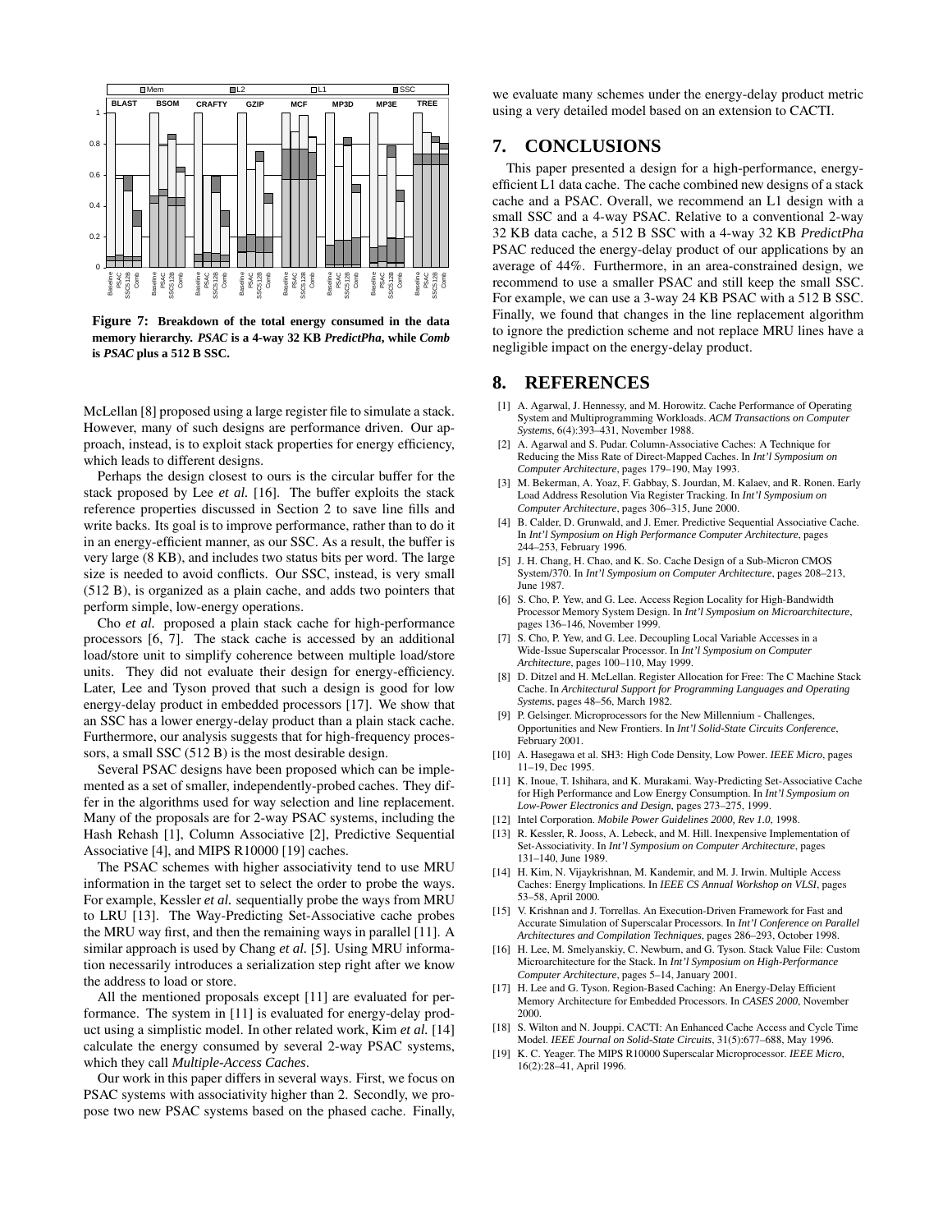Mem L2 L1 SSC

BLAST BSOM CRAFTY GZIP MCF MP3D MP3E TREE

1

0.8

0.6

0.4

0.2

0

Baseline PSAC SSC512B Comb Baseline PSAC SSC512B Comb Baseline PSAC SSC512B Comb Baseline PSAC SSC512B Comb Baseline PSAC SSC512B Comb Baseline PSAC SSC512B Comb Baseline PSAC SSC512B Comb Baseline PSAC SSC512B Comb

**Figure 7: Breakdown of the total energy consumed in the data memory hierarchy. *PSAC* is a 4-way 32 KB *PredictPha*, while *Comb* is *PSAC* plus a 512 B SSC.**

McLellan [8] proposed using a large register file to simulate a stack. However, many of such designs are performance driven. Our approach, instead, is to exploit stack properties for energy efficiency, which leads to different designs.

Perhaps the design closest to ours is the circular buffer for the stack proposed by Lee *et al.* [16]. The buffer exploits the stack reference properties discussed in Section 2 to save line fills and write backs. Its goal is to improve performance, rather than to do it in an energy-efficient manner, as our SSC. As a result, the buffer is very large (8 KB), and includes two status bits per word. The large size is needed to avoid conflicts. Our SSC, instead, is very small (512 B), is organized as a plain cache, and adds two pointers that perform simple, low-energy operations.

Cho *et al.* proposed a plain stack cache for high-performance processors [6, 7]. The stack cache is accessed by an additional load/store unit to simplify coherence between multiple load/store units. They did not evaluate their design for energy-efficiency. Later, Lee and Tyson proved that such a design is good for low energy-delay product in embedded processors [17]. We show that an SSC has a lower energy-delay product than a plain stack cache. Furthermore, our analysis suggests that for high-frequency processors, a small SSC (512 B) is the most desirable design.

Several PSAC designs have been proposed which can be implemented as a set of smaller, independently-probed caches. They differ in the algorithms used for way selection and line replacement. Many of the proposals are for 2-way PSAC systems, including the Hash Rehash [1], Column Associative [2], Predictive Sequential Associative [4], and MIPS R10000 [19] caches.

The PSAC schemes with higher associativity tend to use MRU information in the target set to select the order to probe the ways. For example, Kessler *et al.* sequentially probe the ways from MRU to LRU [13]. The Way-Predicting Set-Associative cache probes the MRU way first, and then the remaining ways in parallel [11]. A similar approach is used by Chang *et al.* [5]. Using MRU information necessarily introduces a serialization step right after we know the address to load or store.

All the mentioned proposals except [11] are evaluated for performance. The system in [11] is evaluated for energy-delay product using a simplistic model. In other related work, Kim *et al.* [14] calculate the energy consumed by several 2-way PSAC systems, which they call *Multiple-Access Caches*.

Our work in this paper differs in several ways. First, we focus on PSAC systems with associativity higher than 2. Secondly, we propose two new PSAC systems based on the phased cache. Finally, we evaluate many schemes under the energy-delay product metric using a very detailed model based on an extension to CACTI.

## 7. CONCLUSIONS

This paper presented a design for a high-performance, energy-efficient L1 data cache. The cache combined new designs of a stack cache and a PSAC. Overall, we recommend an L1 design with a small SSC and a 4-way PSAC. Relative to a conventional 2-way 32 KB data cache, a 512 B SSC with a 4-way 32 KB *PredictPha* PSAC reduced the energy-delay product of our applications by an average of 44%. Furthermore, in an area-constrained design, we recommend to use a smaller PSAC and still keep the small SSC. For example, we can use a 3-way 24 KB PSAC with a 512 B SSC. Finally, we found that changes in the line replacement algorithm to ignore the prediction scheme and not replace MRU lines have a negligible impact on the energy-delay product.

## 8. REFERENCES

[1] A. Agarwal, J. Hennessy, and M. Horowitz. Cache Performance of Operating System and Multiprogramming Workloads. *ACM Transactions on Computer Systems*, 6(4):393–431, November 1988.

[2] A. Agarwal and S. Pudar. Column-Associative Caches: A Technique for Reducing the Miss Rate of Direct-Mapped Caches. In *Int'l Symposium on Computer Architecture*, pages 179–190, May 1993.

[3] M. Bekerman, A. Yoaz, F. Gabbay, S. Jourdan, M. Kalaev, and R. Ronen. Early Load Address Resolution Via Register Tracking. In *Int'l Symposium on Computer Architecture*, pages 306–315, June 2000.

[4] B. Calder, D. Grunwald, and J. Emer. Predictive Sequential Associative Cache. In *Int'l Symposium on High Performance Computer Architecture*, pages 244–253, February 1996.

[5] J. H. Chang, H. Chao, and K. So. Cache Design of a Sub-Micron CMOS System/370. In *Int'l Symposium on Computer Architecture*, pages 208–213, June 1987.

[6] S. Cho, P. Yew, and G. Lee. Access Region Locality for High-Bandwidth Processor Memory System Design. In *Int'l Symposium on Microarchitecture*, pages 136–146, November 1999.

[7] S. Cho, P. Yew, and G. Lee. Decoupling Local Variable Accesses in a Wide-Issue Superscalar Processor. In *Int'l Symposium on Computer Architecture*, pages 100–110, May 1999.

[8] D. Ditzel and H. McLellan. Register Allocation for Free: The C Machine Stack Cache. In *Architectural Support for Programming Languages and Operating Systems*, pages 48–56, March 1982.

[9] P. Gelsinger. Microprocessors for the New Millennium - Challenges, Opportunities and New Frontiers. In *Int'l Solid-State Circuits Conference*, February 2001.

[10] A. Hasegawa et al. SH3: High Code Density, Low Power. *IEEE Micro*, pages 11–19, Dec 1995.

[11] K. Inoue, T. Ishihara, and K. Murakami. Way-Predicting Set-Associative Cache for High Performance and Low Energy Consumption. In *Int'l Symposium on Low-Power Electronics and Design*, pages 273–275, 1999.

[12] Intel Corporation. *Mobile Power Guidelines 2000, Rev 1.0*, 1998.

[13] R. Kessler, R. Joos, A. Lebeck, and M. Hill. Inexpensive Implementation of Set-Associativity. In *Int'l Symposium on Computer Architecture*, pages 131–140, June 1989.

[14] H. Kim, N. Vijaykrishnan, M. Kandemir, and M. J. Irwin. Multiple Access Caches: Energy Implications. In *IEEE CS Annual Workshop on VLSI*, pages 53–58, April 2000.

[15] V. Krishnan and J. Torrellas. An Execution-Driven Framework for Fast and Accurate Simulation of Superscalar Processors. In *Int'l Conference on Parallel Architectures and Compilation Techniques*, pages 286–293, October 1998.

[16] H. Lee, M. Smelyanskiy, C. Newburn, and G. Tyson. Stack Value File: Custom Microarchitecture for the Stack. In *Int'l Symposium on High-Performance Computer Architecture*, pages 5–14, January 2001.

[17] H. Lee and G. Tyson. Region-Based Caching: An Energy-Delay Efficient Memory Architecture for Embedded Processors. In *CASES 2000*, November 2000.

[18] S. Wilton and N. Jouppi. CACTI: An Enhanced Cache Access and Cycle Time Model. *IEEE Journal on Solid-State Circuits*, 31(5):677–688, May 1996.

[19] K. C. Yeager. The MIPS R10000 Superscalar Microprocessor. *IEEE Micro*, 16(2):28–41, April 1996.